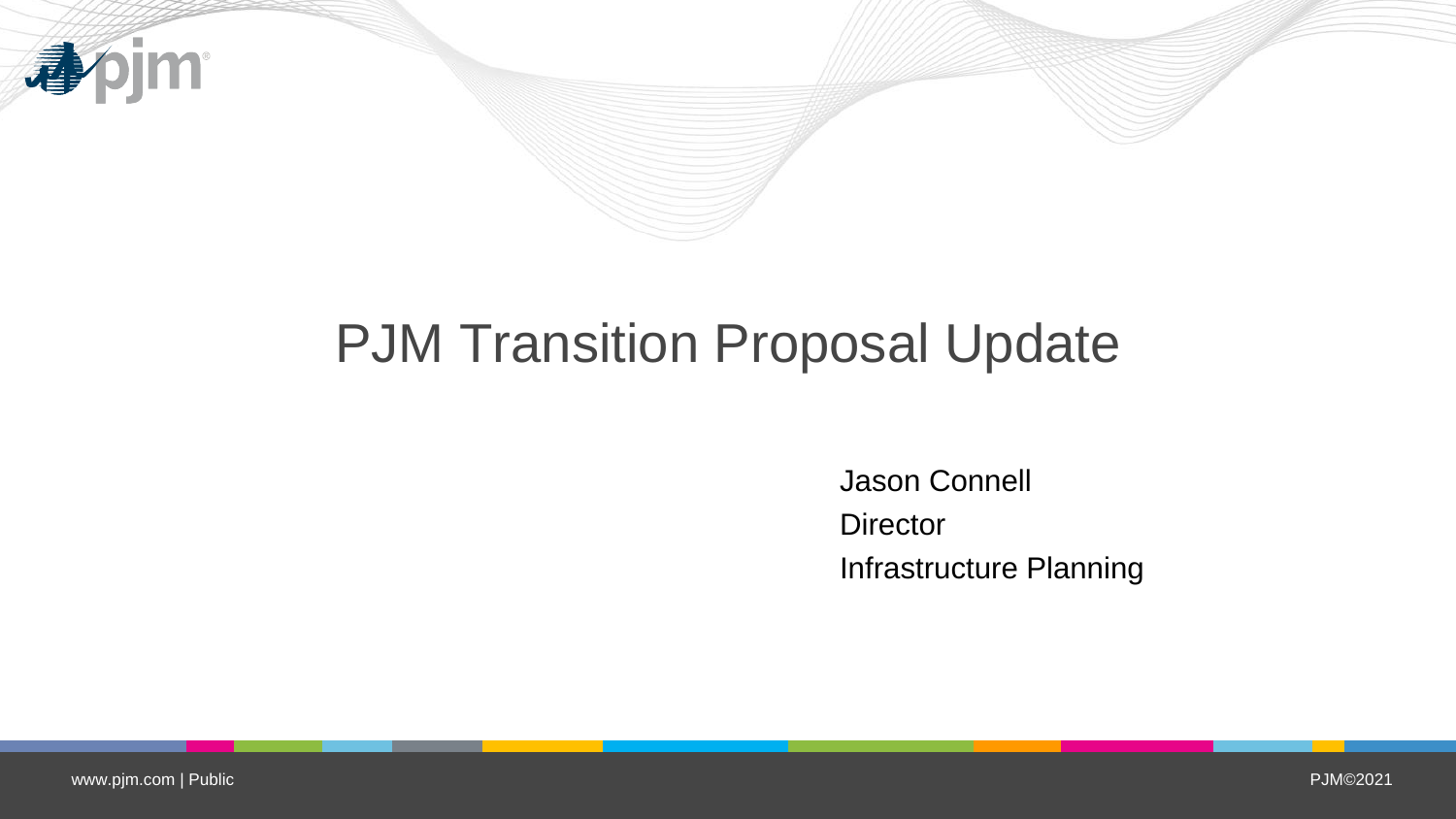# PJM Transition Proposal Update

Jason Connell
Director
Infrastructure Planning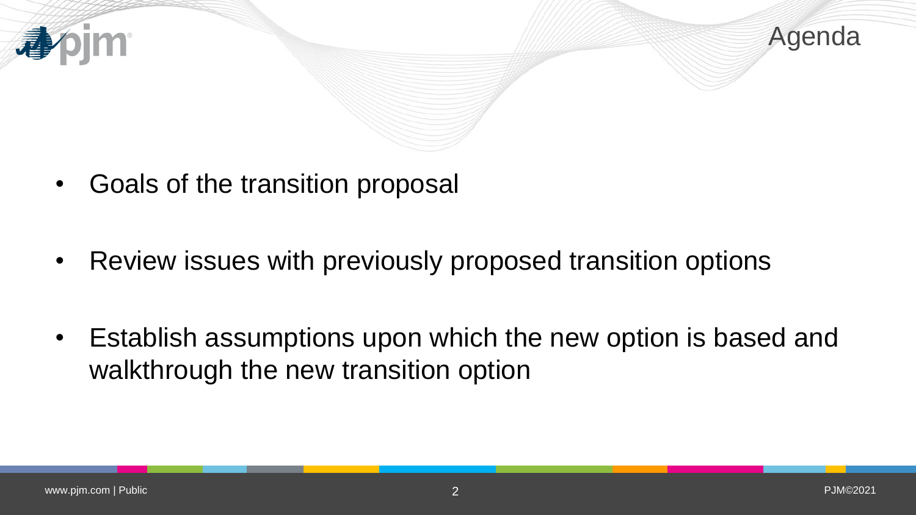# Agenda

- Goals of the transition proposal
- Review issues with previously proposed transition options
- Establish assumptions upon which the new option is based and walkthrough the new transition option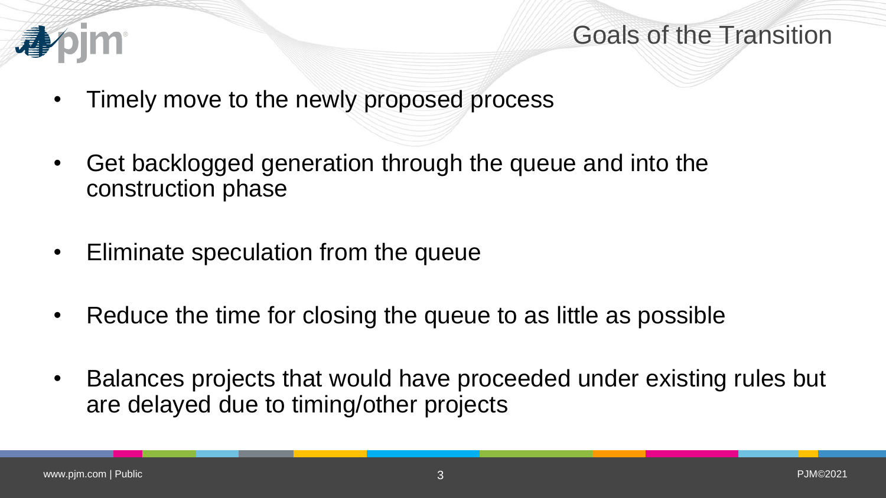# Goals of the Transition

- Timely move to the newly proposed process
- Get backlogged generation through the queue and into the construction phase
- Eliminate speculation from the queue
- Reduce the time for closing the queue to as little as possible
- Balances projects that would have proceeded under existing rules but are delayed due to timing/other projects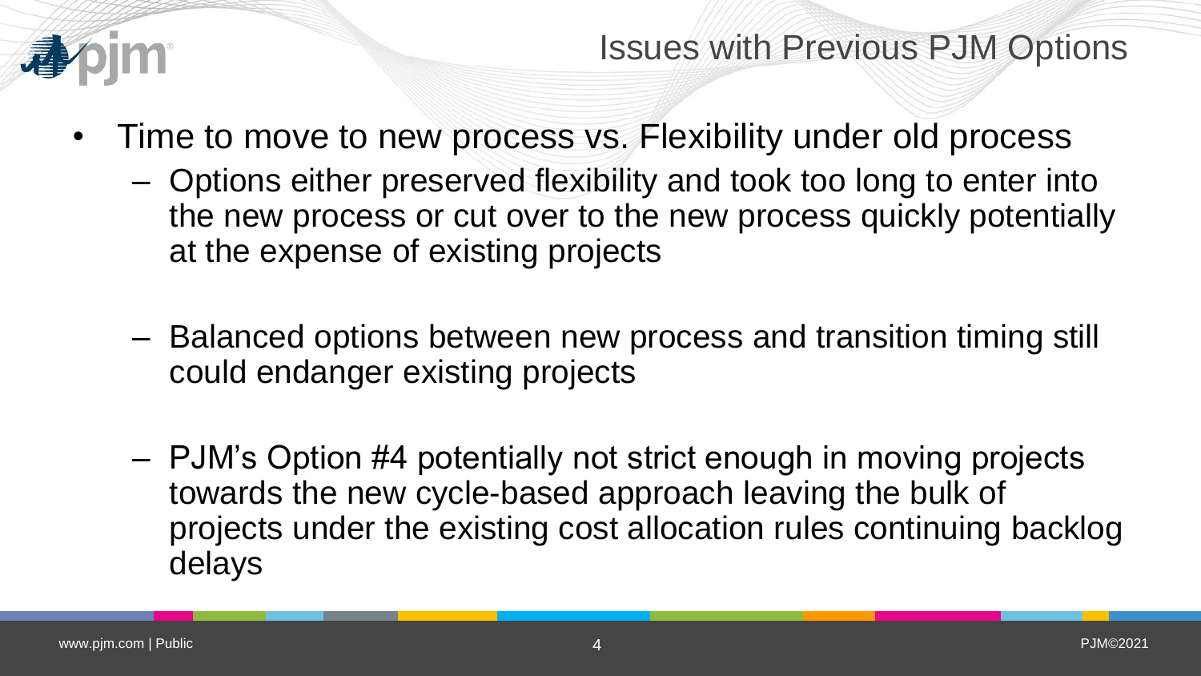# Issues with Previous PJM Options

- Time to move to new process vs. Flexibility under old process
  - Options either preserved flexibility and took too long to enter into the new process or cut over to the new process quickly potentially at the expense of existing projects
  - Balanced options between new process and transition timing still could endanger existing projects
  - PJM's Option #4 potentially not strict enough in moving projects towards the new cycle-based approach leaving the bulk of projects under the existing cost allocation rules continuing backlog delays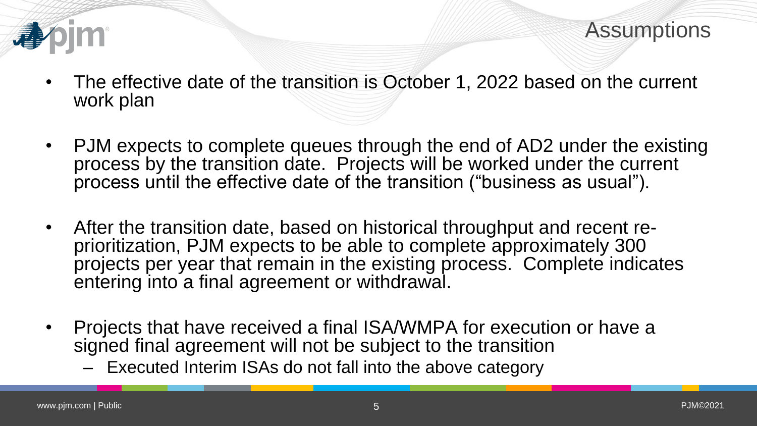# Assumptions

- The effective date of the transition is October 1, 2022 based on the current work plan
- PJM expects to complete queues through the end of AD2 under the existing process by the transition date. Projects will be worked under the current process until the effective date of the transition ("business as usual").
- After the transition date, based on historical throughput and recent re-prioritization, PJM expects to be able to complete approximately 300 projects per year that remain in the existing process. Complete indicates entering into a final agreement or withdrawal.
- Projects that have received a final ISA/WMPA for execution or have a signed final agreement will not be subject to the transition
  - Executed Interim ISAs do not fall into the above category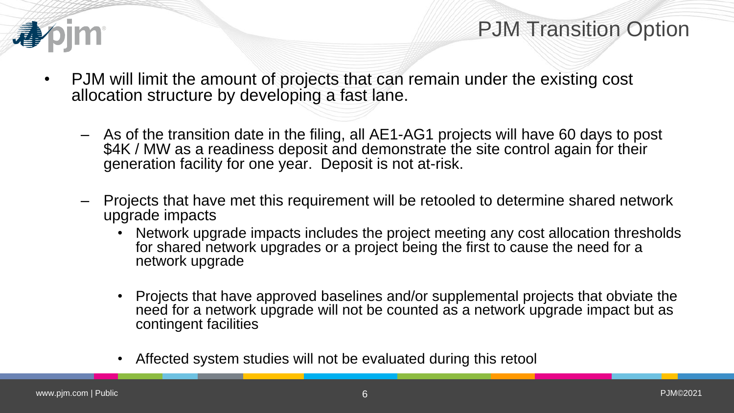# PJM Transition Option

- PJM will limit the amount of projects that can remain under the existing cost allocation structure by developing a fast lane.
  - As of the transition date in the filing, all AE1-AG1 projects will have 60 days to post $4K / MW as a readiness deposit and demonstrate the site control again for their generation facility for one year. Deposit is not at-risk.
  - Projects that have met this requirement will be retooled to determine shared network upgrade impacts
    - Network upgrade impacts includes the project meeting any cost allocation thresholds for shared network upgrades or a project being the first to cause the need for a network upgrade
    - Projects that have approved baselines and/or supplemental projects that obviate the need for a network upgrade will not be counted as a network upgrade impact but as contingent facilities
    - Affected system studies will not be evaluated during this retool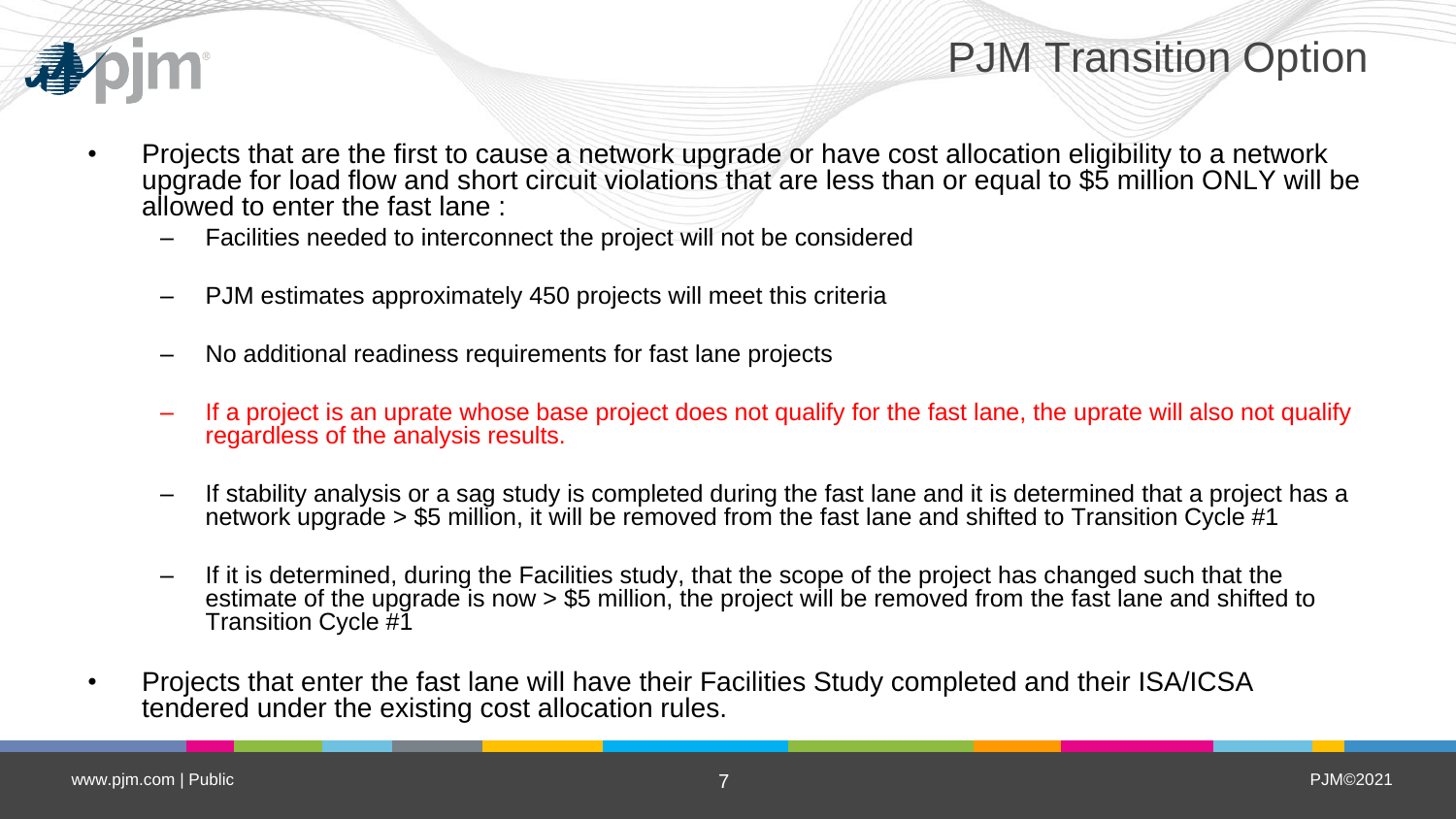# PJM Transition Option

- Projects that are the first to cause a network upgrade or have cost allocation eligibility to a network upgrade for load flow and short circuit violations that are less than or equal to $5 million ONLY will be allowed to enter the fast lane :
  - Facilities needed to interconnect the project will not be considered
  - PJM estimates approximately 450 projects will meet this criteria
  - No additional readiness requirements for fast lane projects
  - If a project is an uprate whose base project does not qualify for the fast lane, the uprate will also not qualify regardless of the analysis results.
  - If stability analysis or a sag study is completed during the fast lane and it is determined that a project has a network upgrade > $5 million, it will be removed from the fast lane and shifted to Transition Cycle #1
  - If it is determined, during the Facilities study, that the scope of the project has changed such that the estimate of the upgrade is now > $5 million, the project will be removed from the fast lane and shifted to Transition Cycle #1
- Projects that enter the fast lane will have their Facilities Study completed and their ISA/ICSA tendered under the existing cost allocation rules.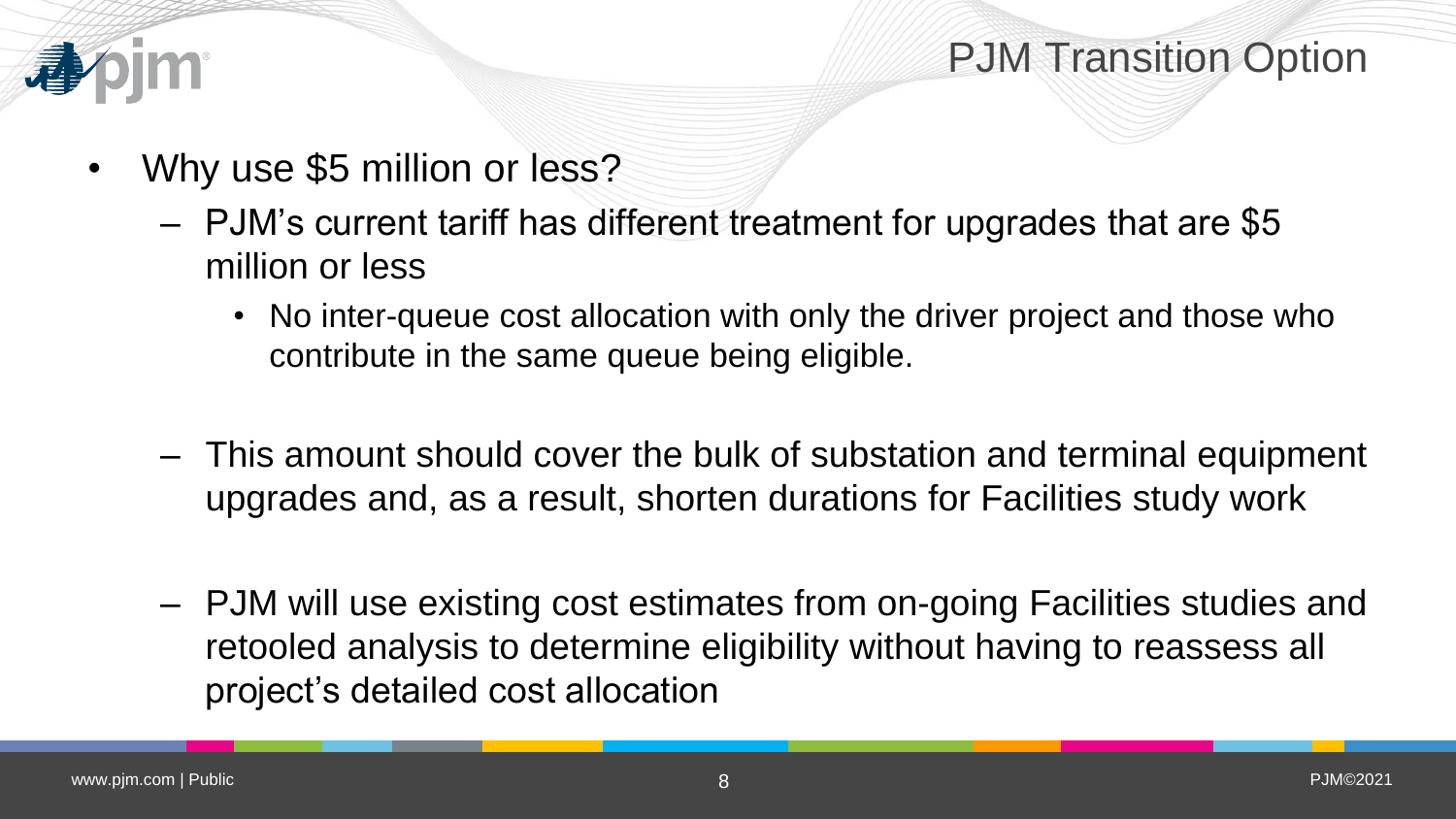# PJM Transition Option

- Why use $5 million or less?
  - PJM's current tariff has different treatment for upgrades that are $5 million or less
    - No inter-queue cost allocation with only the driver project and those who contribute in the same queue being eligible.
  - This amount should cover the bulk of substation and terminal equipment upgrades and, as a result, shorten durations for Facilities study work
  - PJM will use existing cost estimates from on-going Facilities studies and retooled analysis to determine eligibility without having to reassess all project's detailed cost allocation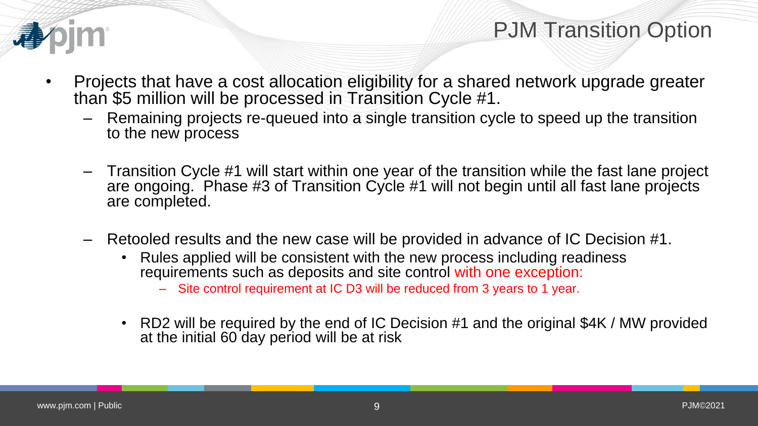# PJM Transition Option

- Projects that have a cost allocation eligibility for a shared network upgrade greater than $5 million will be processed in Transition Cycle #1.
  - Remaining projects re-queued into a single transition cycle to speed up the transition to the new process
  - Transition Cycle #1 will start within one year of the transition while the fast lane project are ongoing. Phase #3 of Transition Cycle #1 will not begin until all fast lane projects are completed.
  - Retooled results and the new case will be provided in advance of IC Decision #1.
    - Rules applied will be consistent with the new process including readiness requirements such as deposits and site control with one exception:
      - Site control requirement at IC D3 will be reduced from 3 years to 1 year.
    - RD2 will be required by the end of IC Decision #1 and the original $4K / MW provided at the initial 60 day period will be at risk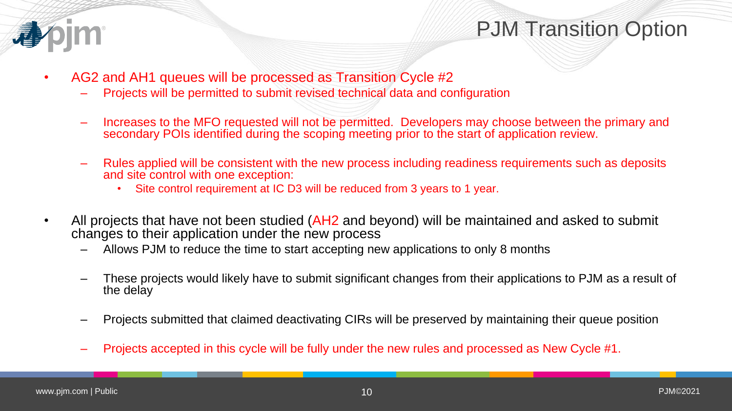# PJM Transition Option

- AG2 and AH1 queues will be processed as Transition Cycle #2
  - Projects will be permitted to submit revised technical data and configuration
  - Increases to the MFO requested will not be permitted. Developers may choose between the primary and secondary POIs identified during the scoping meeting prior to the start of application review.
  - Rules applied will be consistent with the new process including readiness requirements such as deposits and site control with one exception:
    - Site control requirement at IC D3 will be reduced from 3 years to 1 year.
- All projects that have not been studied (AH2 and beyond) will be maintained and asked to submit changes to their application under the new process
  - Allows PJM to reduce the time to start accepting new applications to only 8 months
  - These projects would likely have to submit significant changes from their applications to PJM as a result of the delay
  - Projects submitted that claimed deactivating CIRs will be preserved by maintaining their queue position
  - Projects accepted in this cycle will be fully under the new rules and processed as New Cycle #1.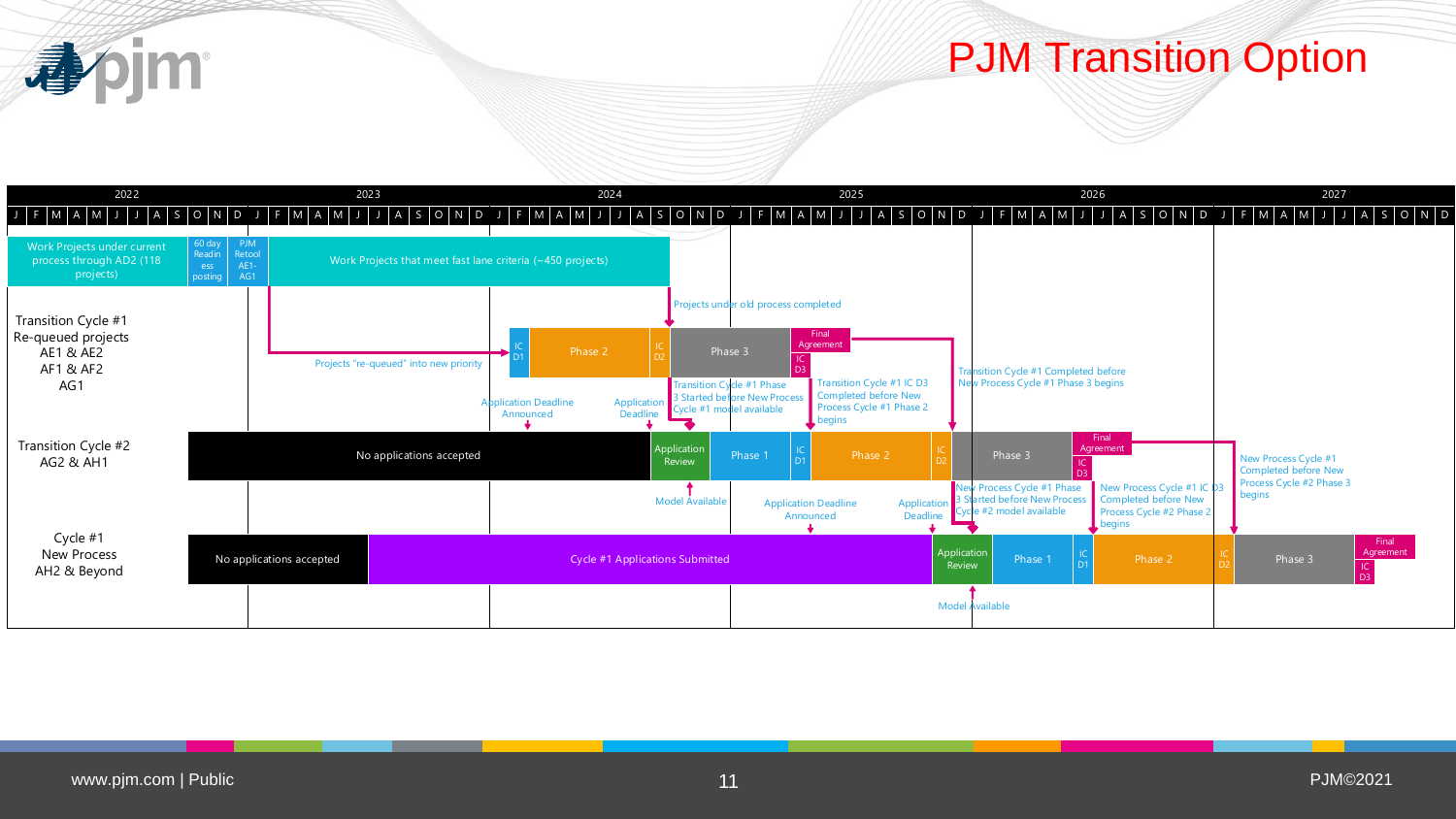# PJM Transition Option

**Timeline:** 2022 – 2027 (monthly: J F M A M J J A S O N D)

**Work Projects under current process through AD2 (118 projects)** → 60 day Readiness posting → PJM Retool AE1-AG1 → Work Projects that meet fast lane criteria (~450 projects)

- Projects under old process completed

**Transition Cycle #1**
Re-queued projects
AE1 & AE2
AF1 & AF2
AG1

- Projects "re-queued" into new priority
- Application Deadline Announced
- Application Deadline
- IC D1 → Phase 2 → IC D2 → Phase 3 → Final Agreement / IC D3
- Transition Cycle #1 Phase 3 Started before New Process Cycle #1 model available
- Transition Cycle #1 IC D3 Completed before New Process Cycle #1 Phase 2 begins
- Transition Cycle #1 Completed before New Process Cycle #1 Phase 3 begins

**Transition Cycle #2**
AG2 & AH1

- No applications accepted → Application Review → Phase 1 → IC D1 → Phase 2 → IC D2 → Phase 3 → Final Agreement / IC D3
- Model Available
- Application Deadline Announced
- Application Deadline
- New Process Cycle #1 Phase 3 Started before New Process Cycle #2 model available
- New Process Cycle #1 IC D3 Completed before New Process Cycle #2 Phase 2 begins
- New Process Cycle #1 Completed before New Process Cycle #2 Phase 3 begins

**Cycle #1**
New Process
AH2 & Beyond

- No applications accepted → Cycle #1 Applications Submitted → Application Review → Phase 1 → IC D1 → Phase 2 → IC D2 → Phase 3 → Final Agreement / IC D3
- Model Available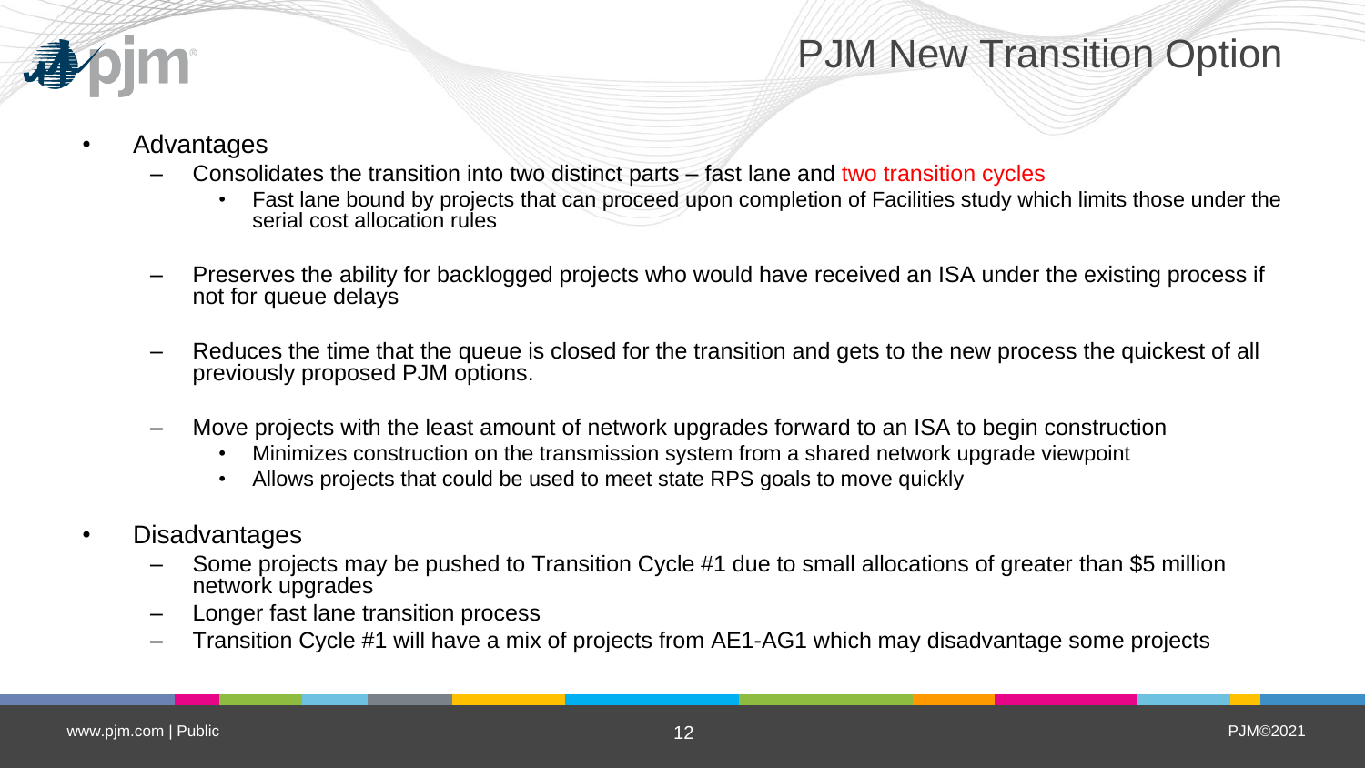# PJM New Transition Option

- Advantages
  - Consolidates the transition into two distinct parts – fast lane and two transition cycles
    - Fast lane bound by projects that can proceed upon completion of Facilities study which limits those under the serial cost allocation rules
  - Preserves the ability for backlogged projects who would have received an ISA under the existing process if not for queue delays
  - Reduces the time that the queue is closed for the transition and gets to the new process the quickest of all previously proposed PJM options.
  - Move projects with the least amount of network upgrades forward to an ISA to begin construction
    - Minimizes construction on the transmission system from a shared network upgrade viewpoint
    - Allows projects that could be used to meet state RPS goals to move quickly
- Disadvantages
  - Some projects may be pushed to Transition Cycle #1 due to small allocations of greater than $5 million network upgrades
  - Longer fast lane transition process
  - Transition Cycle #1 will have a mix of projects from AE1-AG1 which may disadvantage some projects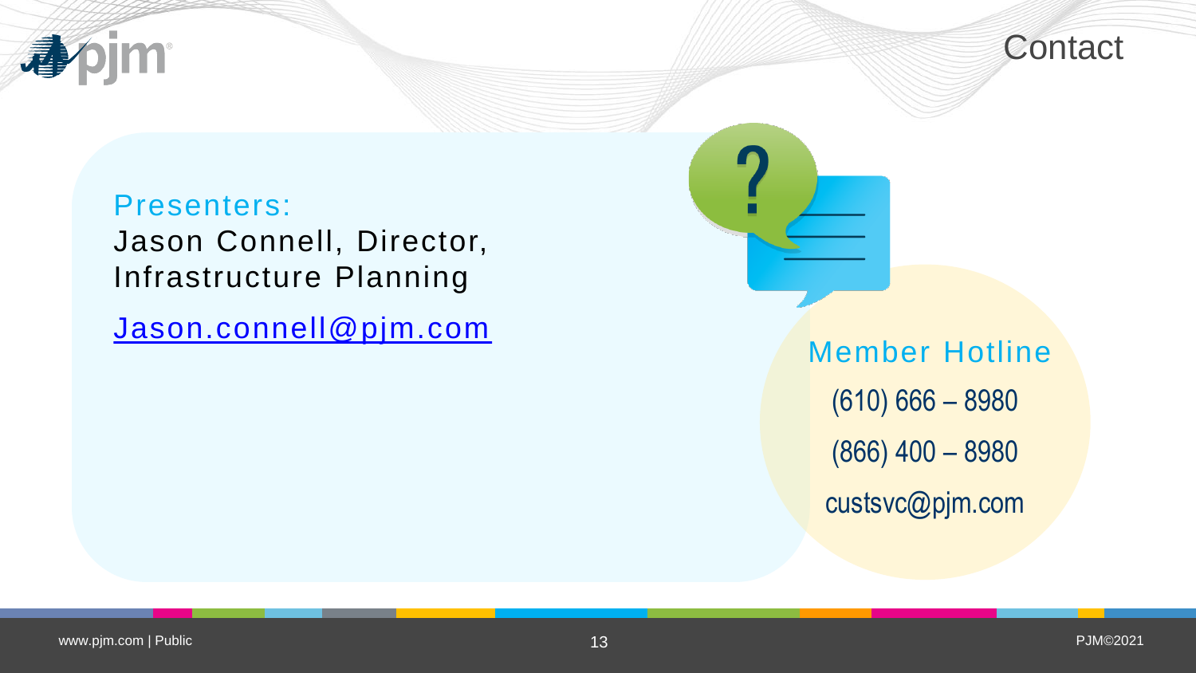# Contact

Presenters:

Jason Connell, Director, Infrastructure Planning

Jason.connell@pjm.com

Member Hotline

(610) 666 – 8980

(866) 400 – 8980

custsvc@pjm.com